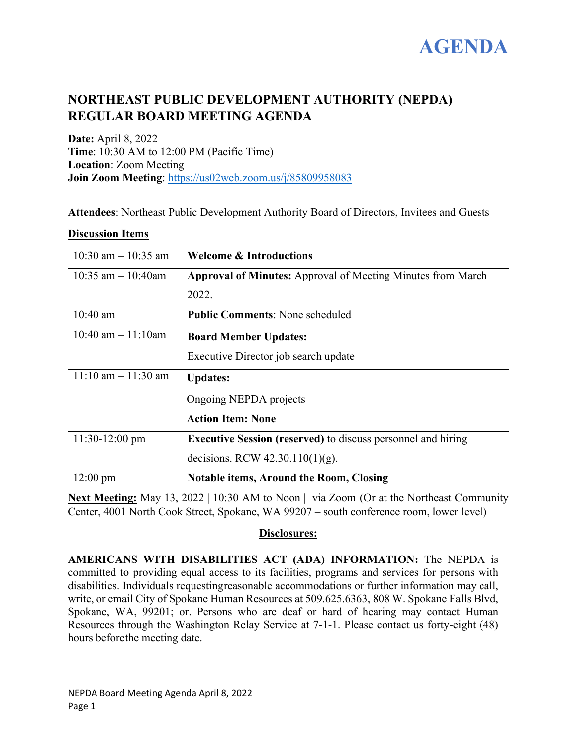# AGENDA

## NORTHEAST PUBLIC DEVELOPMENT AUTHORITY (NEPDA) REGULAR BOARD MEETING AGENDA

**Date:** April 8, 2022
**Time**: 10:30 AM to 12:00 PM (Pacific Time)
**Location**: Zoom Meeting
**Join Zoom Meeting**: https://us02web.zoom.us/j/85809958083

**Attendees**: Northeast Public Development Authority Board of Directors, Invitees and Guests

**Discussion Items**

| Time | Item |
|---|---|
| 10:30 am – 10:35 am | **Welcome & Introductions** |
| 10:35 am – 10:40am | **Approval of Minutes:** Approval of Meeting Minutes from March 2022. |
| 10:40 am | **Public Comments**: None scheduled |
| 10:40 am – 11:10am | **Board Member Updates:**<br>Executive Director job search update |
| 11:10 am – 11:30 am | **Updates:**<br>Ongoing NEPDA projects<br>**Action Item: None** |
| 11:30-12:00 pm | **Executive Session (reserved)** to discuss personnel and hiring decisions. RCW 42.30.110(1)(g). |
| 12:00 pm | **Notable items, Around the Room, Closing** |

**Next Meeting:** May 13, 2022 | 10:30 AM to Noon | via Zoom (Or at the Northeast Community Center, 4001 North Cook Street, Spokane, WA 99207 – south conference room, lower level)

**Disclosures:**

**AMERICANS WITH DISABILITIES ACT (ADA) INFORMATION:** The NEPDA is committed to providing equal access to its facilities, programs and services for persons with disabilities. Individuals requestingreasonable accommodations or further information may call, write, or email City of Spokane Human Resources at 509.625.6363, 808 W. Spokane Falls Blvd, Spokane, WA, 99201; or. Persons who are deaf or hard of hearing may contact Human Resources through the Washington Relay Service at 7-1-1. Please contact us forty-eight (48) hours beforethe meeting date.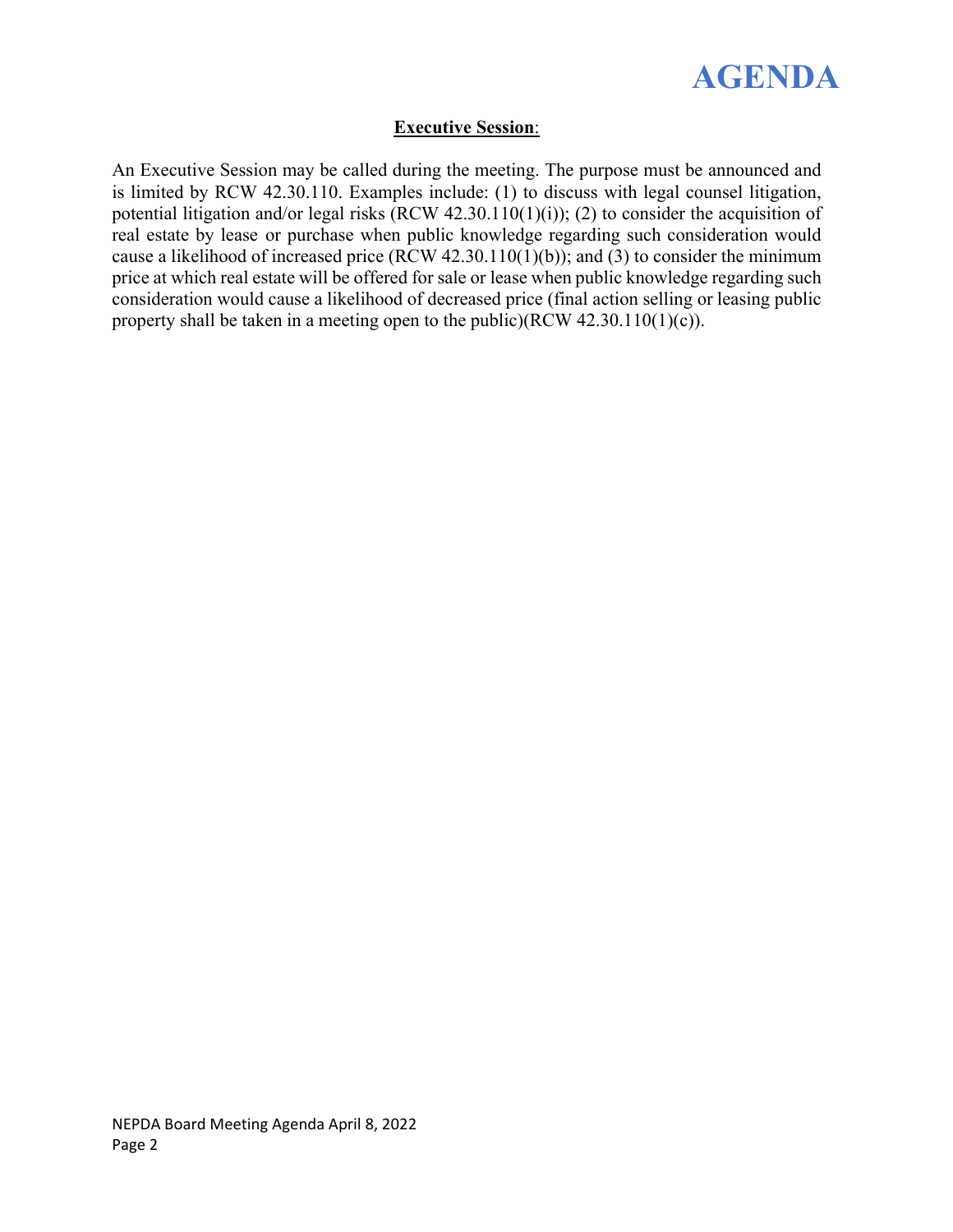**Executive Session**:

An Executive Session may be called during the meeting. The purpose must be announced and is limited by RCW 42.30.110. Examples include: (1) to discuss with legal counsel litigation, potential litigation and/or legal risks (RCW 42.30.110(1)(i)); (2) to consider the acquisition of real estate by lease or purchase when public knowledge regarding such consideration would cause a likelihood of increased price (RCW 42.30.110(1)(b)); and (3) to consider the minimum price at which real estate will be offered for sale or lease when public knowledge regarding such consideration would cause a likelihood of decreased price (final action selling or leasing public property shall be taken in a meeting open to the public)(RCW 42.30.110(1)(c)).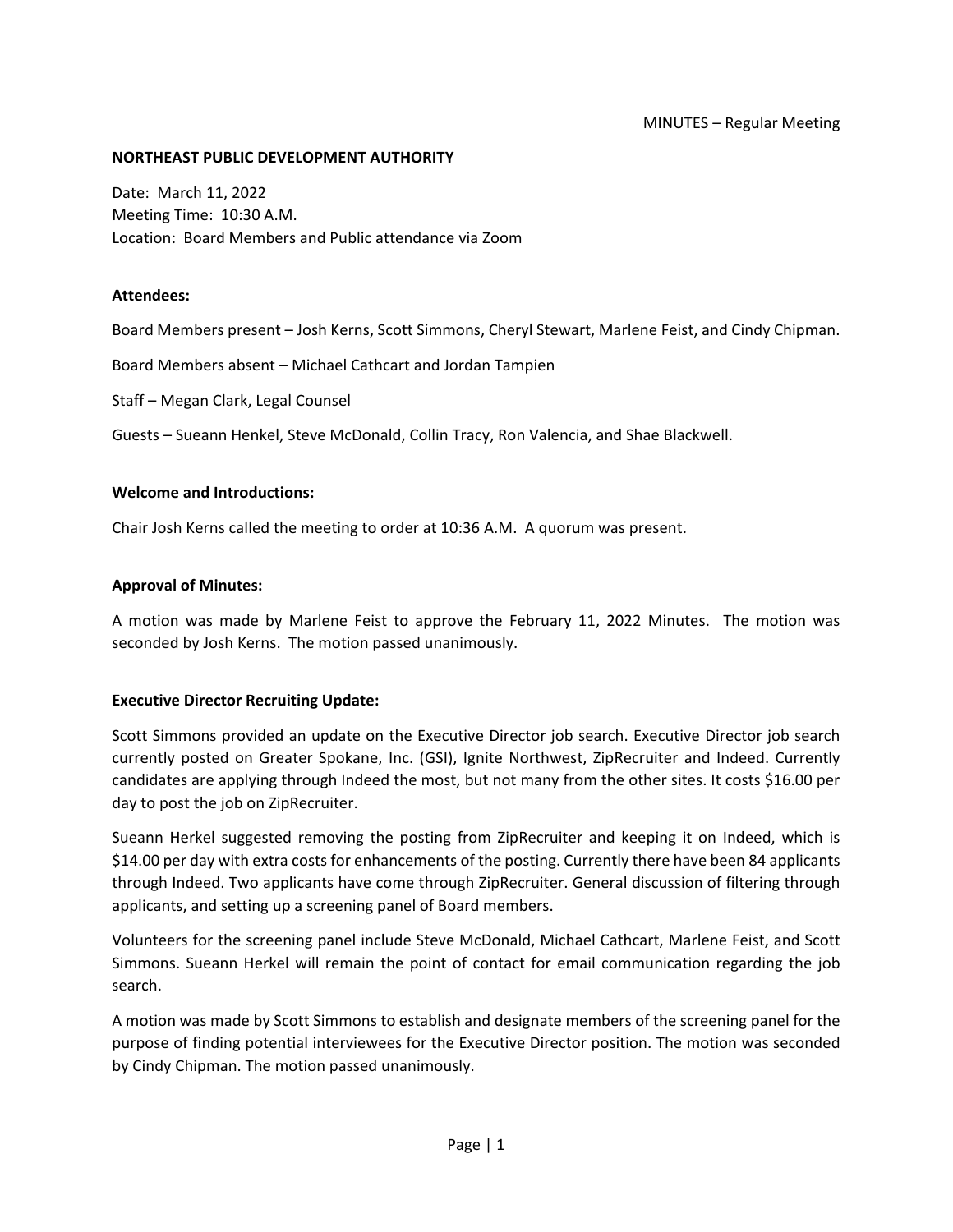MINUTES – Regular Meeting

**NORTHEAST PUBLIC DEVELOPMENT AUTHORITY**

Date: March 11, 2022
Meeting Time: 10:30 A.M.
Location: Board Members and Public attendance via Zoom

**Attendees:**

Board Members present – Josh Kerns, Scott Simmons, Cheryl Stewart, Marlene Feist, and Cindy Chipman.

Board Members absent – Michael Cathcart and Jordan Tampien

Staff – Megan Clark, Legal Counsel

Guests – Sueann Henkel, Steve McDonald, Collin Tracy, Ron Valencia, and Shae Blackwell.

**Welcome and Introductions:**

Chair Josh Kerns called the meeting to order at 10:36 A.M. A quorum was present.

**Approval of Minutes:**

A motion was made by Marlene Feist to approve the February 11, 2022 Minutes. The motion was seconded by Josh Kerns. The motion passed unanimously.

**Executive Director Recruiting Update:**

Scott Simmons provided an update on the Executive Director job search. Executive Director job search currently posted on Greater Spokane, Inc. (GSI), Ignite Northwest, ZipRecruiter and Indeed. Currently candidates are applying through Indeed the most, but not many from the other sites. It costs $16.00 per day to post the job on ZipRecruiter.

Sueann Herkel suggested removing the posting from ZipRecruiter and keeping it on Indeed, which is $14.00 per day with extra costs for enhancements of the posting. Currently there have been 84 applicants through Indeed. Two applicants have come through ZipRecruiter. General discussion of filtering through applicants, and setting up a screening panel of Board members.

Volunteers for the screening panel include Steve McDonald, Michael Cathcart, Marlene Feist, and Scott Simmons. Sueann Herkel will remain the point of contact for email communication regarding the job search.

A motion was made by Scott Simmons to establish and designate members of the screening panel for the purpose of finding potential interviewees for the Executive Director position. The motion was seconded by Cindy Chipman. The motion passed unanimously.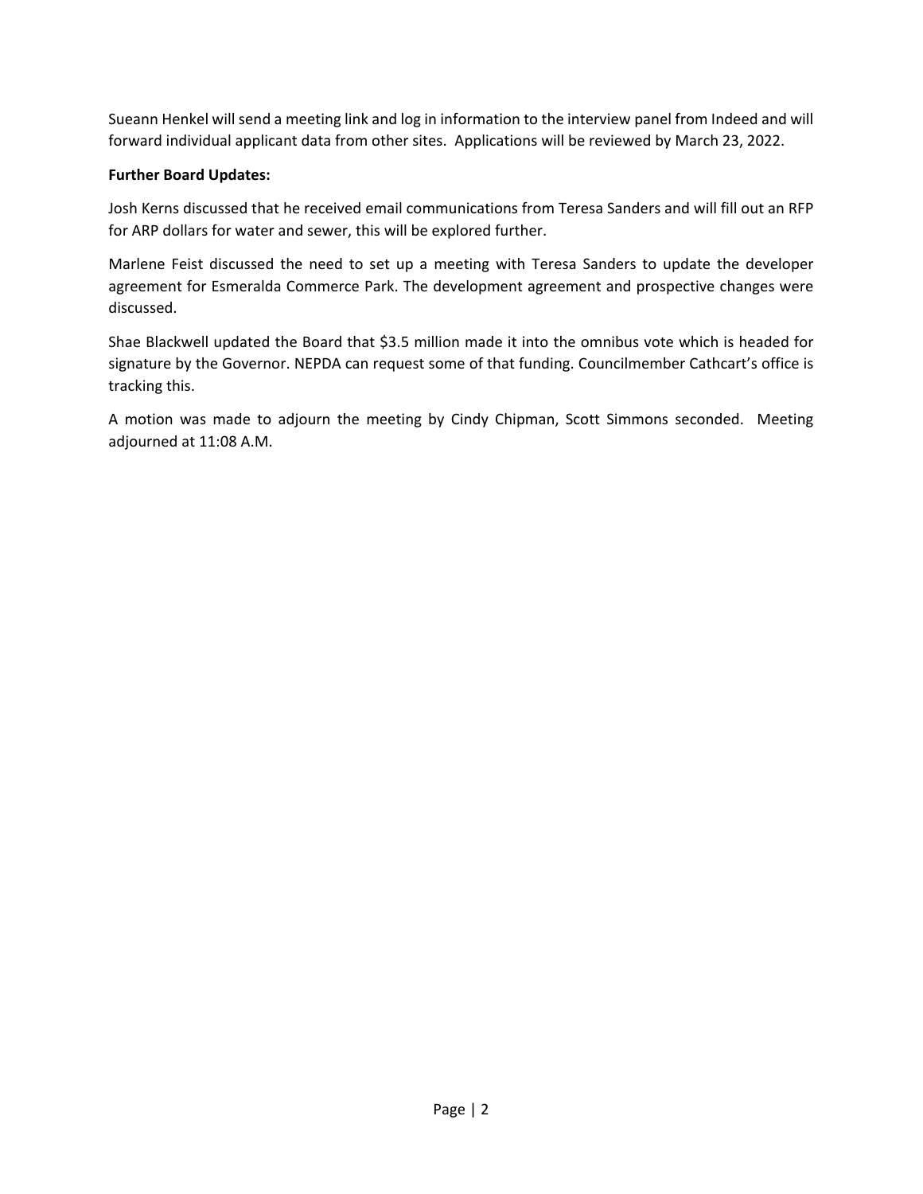Sueann Henkel will send a meeting link and log in information to the interview panel from Indeed and will forward individual applicant data from other sites. Applications will be reviewed by March 23, 2022.

**Further Board Updates:**

Josh Kerns discussed that he received email communications from Teresa Sanders and will fill out an RFP for ARP dollars for water and sewer, this will be explored further.

Marlene Feist discussed the need to set up a meeting with Teresa Sanders to update the developer agreement for Esmeralda Commerce Park. The development agreement and prospective changes were discussed.

Shae Blackwell updated the Board that $3.5 million made it into the omnibus vote which is headed for signature by the Governor. NEPDA can request some of that funding. Councilmember Cathcart's office is tracking this.

A motion was made to adjourn the meeting by Cindy Chipman, Scott Simmons seconded. Meeting adjourned at 11:08 A.M.